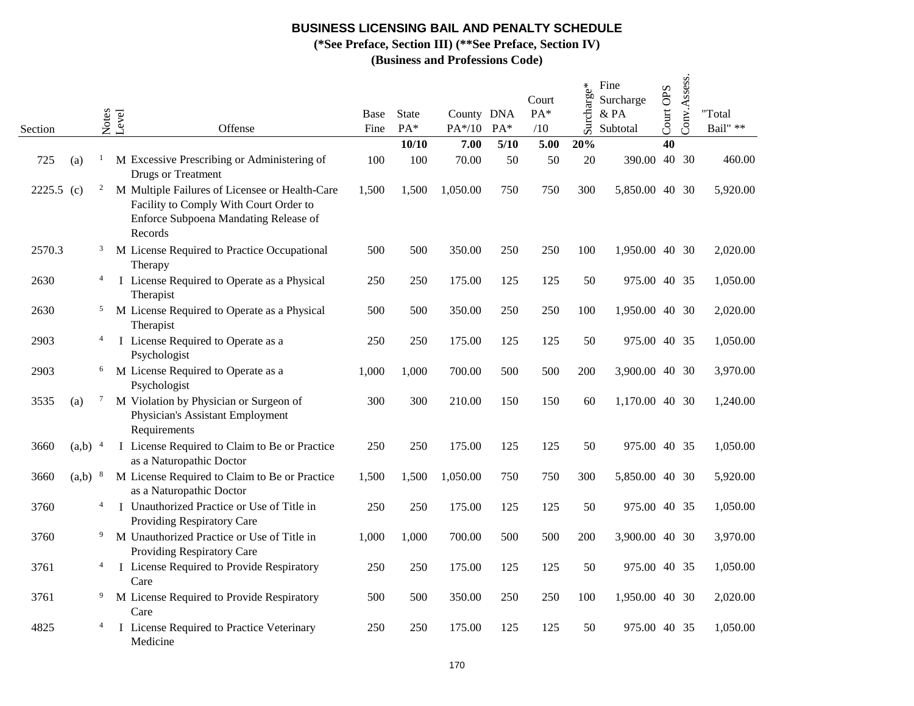# BUSINESS LICENSING BAIL AND PENALTY SCHEDULE

**(\*See Preface, Section III) (\*\*See Preface, Section IV)**

**(Business and Professions Code)**

| Section | | Notes | Level | Offense | Base Fine | State PA* | County PA*/10 | DNA PA* | Court PA* /10 | Surcharge* | Fine Surcharge & PA Subtotal | Court OPS | Conv.Assess. | "Total Bail" ** |
|---|---|---|---|---|---|---|---|---|---|---|---|---|---|---|
| | | | | | | **10/10** | **7.00** | **5/10** | **5.00** | **20%** | | **40** | | |
| 725 | (a) | 1 | M | Excessive Prescribing or Administering of Drugs or Treatment | 100 | 100 | 70.00 | 50 | 50 | 20 | 390.00 | 40 | 30 | 460.00 |
| 2225.5 | (c) | 2 | M | Multiple Failures of Licensee or Health-Care Facility to Comply With Court Order to Enforce Subpoena Mandating Release of Records | 1,500 | 1,500 | 1,050.00 | 750 | 750 | 300 | 5,850.00 | 40 | 30 | 5,920.00 |
| 2570.3 | | 3 | M | License Required to Practice Occupational Therapy | 500 | 500 | 350.00 | 250 | 250 | 100 | 1,950.00 | 40 | 30 | 2,020.00 |
| 2630 | | 4 | I | License Required to Operate as a Physical Therapist | 250 | 250 | 175.00 | 125 | 125 | 50 | 975.00 | 40 | 35 | 1,050.00 |
| 2630 | | 5 | M | License Required to Operate as a Physical Therapist | 500 | 500 | 350.00 | 250 | 250 | 100 | 1,950.00 | 40 | 30 | 2,020.00 |
| 2903 | | 4 | I | License Required to Operate as a Psychologist | 250 | 250 | 175.00 | 125 | 125 | 50 | 975.00 | 40 | 35 | 1,050.00 |
| 2903 | | 6 | M | License Required to Operate as a Psychologist | 1,000 | 1,000 | 700.00 | 500 | 500 | 200 | 3,900.00 | 40 | 30 | 3,970.00 |
| 3535 | (a) | 7 | M | Violation by Physician or Surgeon of Physician's Assistant Employment Requirements | 300 | 300 | 210.00 | 150 | 150 | 60 | 1,170.00 | 40 | 30 | 1,240.00 |
| 3660 | (a,b) | 4 | I | License Required to Claim to Be or Practice as a Naturopathic Doctor | 250 | 250 | 175.00 | 125 | 125 | 50 | 975.00 | 40 | 35 | 1,050.00 |
| 3660 | (a,b) | 8 | M | License Required to Claim to Be or Practice as a Naturopathic Doctor | 1,500 | 1,500 | 1,050.00 | 750 | 750 | 300 | 5,850.00 | 40 | 30 | 5,920.00 |
| 3760 | | 4 | I | Unauthorized Practice or Use of Title in Providing Respiratory Care | 250 | 250 | 175.00 | 125 | 125 | 50 | 975.00 | 40 | 35 | 1,050.00 |
| 3760 | | 9 | M | Unauthorized Practice or Use of Title in Providing Respiratory Care | 1,000 | 1,000 | 700.00 | 500 | 500 | 200 | 3,900.00 | 40 | 30 | 3,970.00 |
| 3761 | | 4 | I | License Required to Provide Respiratory Care | 250 | 250 | 175.00 | 125 | 125 | 50 | 975.00 | 40 | 35 | 1,050.00 |
| 3761 | | 9 | M | License Required to Provide Respiratory Care | 500 | 500 | 350.00 | 250 | 250 | 100 | 1,950.00 | 40 | 30 | 2,020.00 |
| 4825 | | 4 | I | License Required to Practice Veterinary Medicine | 250 | 250 | 175.00 | 125 | 125 | 50 | 975.00 | 40 | 35 | 1,050.00 |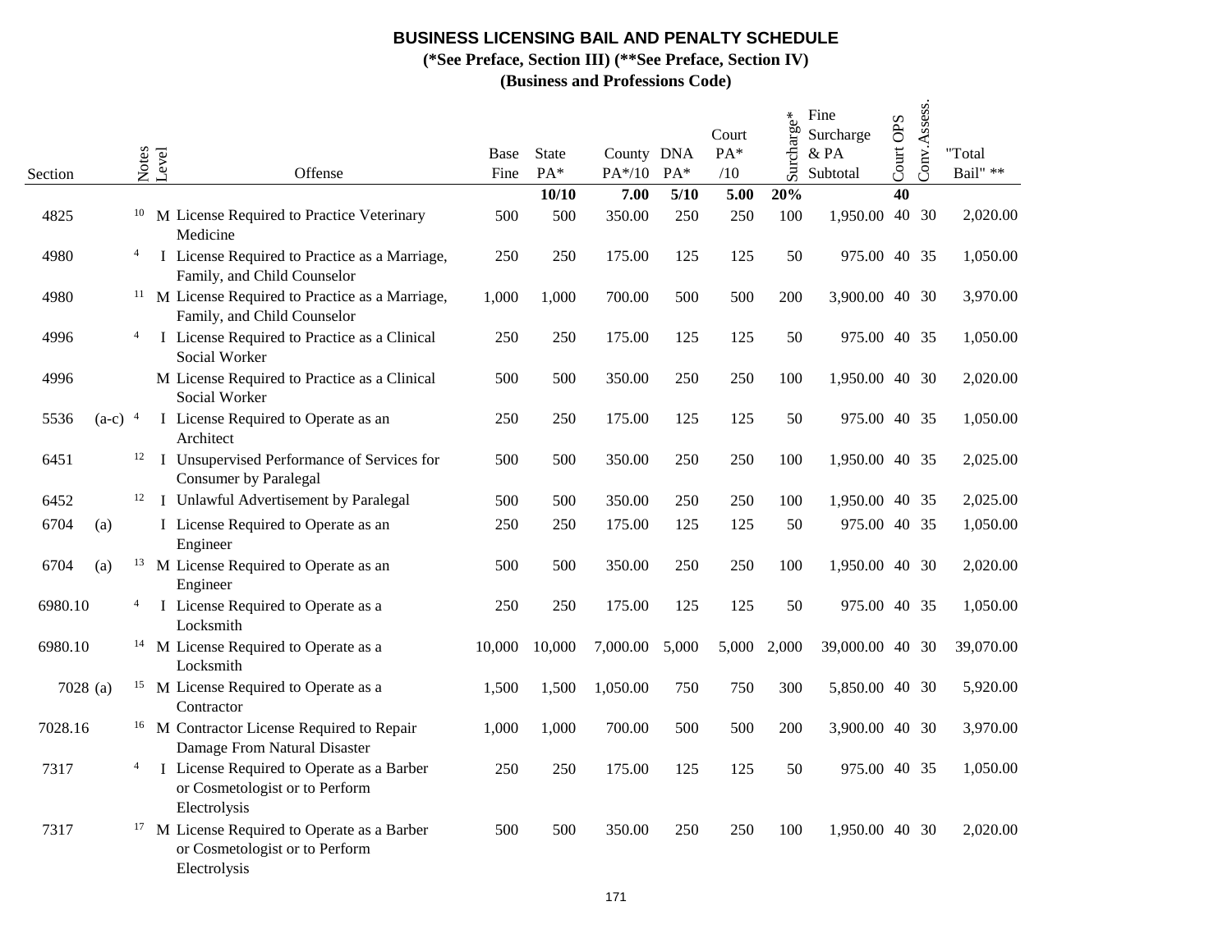## BUSINESS LICENSING BAIL AND PENALTY SCHEDULE

**(*See Preface, Section III) (**See Preface, Section IV)**

**(Business and Professions Code)**

| Section | | Notes | Level | Offense | Base Fine | State PA* | County PA*/10 | DNA PA* | Court PA* /10 | Surcharge* | Fine Surcharge & PA Subtotal | Court OPS | Conv.Assess. | "Total Bail" ** |
|---|---|---|---|---|---|---|---|---|---|---|---|---|---|---|
| | | | | | | **10/10** | **7.00** | **5/10** | **5.00** | **20%** | | **40** | | |
| 4825 | | 10 | M | License Required to Practice Veterinary Medicine | 500 | 500 | 350.00 | 250 | 250 | 100 | 1,950.00 | 40 | 30 | 2,020.00 |
| 4980 | | 4 | I | License Required to Practice as a Marriage, Family, and Child Counselor | 250 | 250 | 175.00 | 125 | 125 | 50 | 975.00 | 40 | 35 | 1,050.00 |
| 4980 | | 11 | M | License Required to Practice as a Marriage, Family, and Child Counselor | 1,000 | 1,000 | 700.00 | 500 | 500 | 200 | 3,900.00 | 40 | 30 | 3,970.00 |
| 4996 | | 4 | I | License Required to Practice as a Clinical Social Worker | 250 | 250 | 175.00 | 125 | 125 | 50 | 975.00 | 40 | 35 | 1,050.00 |
| 4996 | | | M | License Required to Practice as a Clinical Social Worker | 500 | 500 | 350.00 | 250 | 250 | 100 | 1,950.00 | 40 | 30 | 2,020.00 |
| 5536 | (a-c) | 4 | I | License Required to Operate as an Architect | 250 | 250 | 175.00 | 125 | 125 | 50 | 975.00 | 40 | 35 | 1,050.00 |
| 6451 | | 12 | I | Unsupervised Performance of Services for Consumer by Paralegal | 500 | 500 | 350.00 | 250 | 250 | 100 | 1,950.00 | 40 | 35 | 2,025.00 |
| 6452 | | 12 | I | Unlawful Advertisement by Paralegal | 500 | 500 | 350.00 | 250 | 250 | 100 | 1,950.00 | 40 | 35 | 2,025.00 |
| 6704 | (a) | | I | License Required to Operate as an Engineer | 250 | 250 | 175.00 | 125 | 125 | 50 | 975.00 | 40 | 35 | 1,050.00 |
| 6704 | (a) | 13 | M | License Required to Operate as an Engineer | 500 | 500 | 350.00 | 250 | 250 | 100 | 1,950.00 | 40 | 30 | 2,020.00 |
| 6980.10 | | 4 | I | License Required to Operate as a Locksmith | 250 | 250 | 175.00 | 125 | 125 | 50 | 975.00 | 40 | 35 | 1,050.00 |
| 6980.10 | | 14 | M | License Required to Operate as a Locksmith | 10,000 | 10,000 | 7,000.00 | 5,000 | 5,000 | 2,000 | 39,000.00 | 40 | 30 | 39,070.00 |
| 7028 | (a) | 15 | M | License Required to Operate as a Contractor | 1,500 | 1,500 | 1,050.00 | 750 | 750 | 300 | 5,850.00 | 40 | 30 | 5,920.00 |
| 7028.16 | | 16 | M | Contractor License Required to Repair Damage From Natural Disaster | 1,000 | 1,000 | 700.00 | 500 | 500 | 200 | 3,900.00 | 40 | 30 | 3,970.00 |
| 7317 | | 4 | I | License Required to Operate as a Barber or Cosmetologist or to Perform Electrolysis | 250 | 250 | 175.00 | 125 | 125 | 50 | 975.00 | 40 | 35 | 1,050.00 |
| 7317 | | 17 | M | License Required to Operate as a Barber or Cosmetologist or to Perform Electrolysis | 500 | 500 | 350.00 | 250 | 250 | 100 | 1,950.00 | 40 | 30 | 2,020.00 |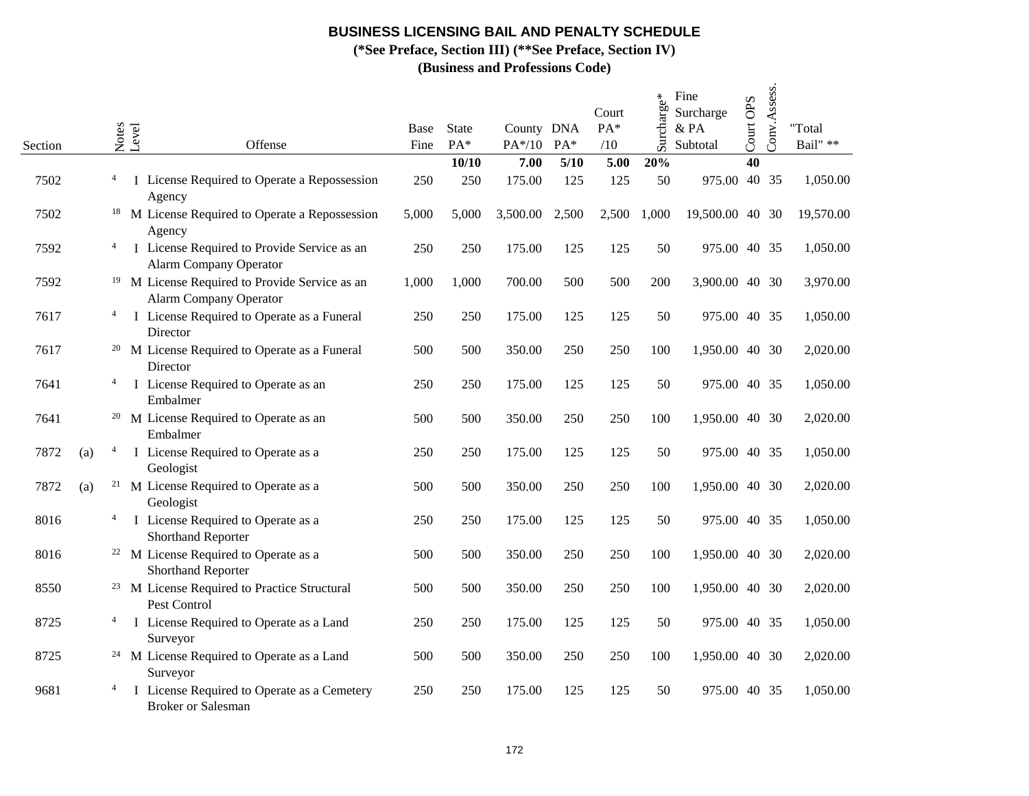# BUSINESS LICENSING BAIL AND PENALTY SCHEDULE

**(\*See Preface, Section III) (\*\*See Preface, Section IV)**

**(Business and Professions Code)**

| Section | | Notes | Level | Offense | Base Fine | State PA* | County PA*/10 | DNA PA* | Court PA* /10 | Surcharge* | Fine Surcharge & PA Subtotal | Court OPS | Conv. Assess. | "Total Bail" ** |
|---|---|---|---|---|---|---|---|---|---|---|---|---|---|---|
| | | | | | | **10/10** | **7.00** | **5/10** | **5.00** | **20%** | | **40** | | |
| 7502 | | 4 | I | License Required to Operate a Repossession Agency | 250 | 250 | 175.00 | 125 | 125 | 50 | 975.00 | 40 | 35 | 1,050.00 |
| 7502 | | 18 | M | License Required to Operate a Repossession Agency | 5,000 | 5,000 | 3,500.00 | 2,500 | 2,500 | 1,000 | 19,500.00 | 40 | 30 | 19,570.00 |
| 7592 | | 4 | I | License Required to Provide Service as an Alarm Company Operator | 250 | 250 | 175.00 | 125 | 125 | 50 | 975.00 | 40 | 35 | 1,050.00 |
| 7592 | | 19 | M | License Required to Provide Service as an Alarm Company Operator | 1,000 | 1,000 | 700.00 | 500 | 500 | 200 | 3,900.00 | 40 | 30 | 3,970.00 |
| 7617 | | 4 | I | License Required to Operate as a Funeral Director | 250 | 250 | 175.00 | 125 | 125 | 50 | 975.00 | 40 | 35 | 1,050.00 |
| 7617 | | 20 | M | License Required to Operate as a Funeral Director | 500 | 500 | 350.00 | 250 | 250 | 100 | 1,950.00 | 40 | 30 | 2,020.00 |
| 7641 | | 4 | I | License Required to Operate as an Embalmer | 250 | 250 | 175.00 | 125 | 125 | 50 | 975.00 | 40 | 35 | 1,050.00 |
| 7641 | | 20 | M | License Required to Operate as an Embalmer | 500 | 500 | 350.00 | 250 | 250 | 100 | 1,950.00 | 40 | 30 | 2,020.00 |
| 7872 | (a) | 4 | I | License Required to Operate as a Geologist | 250 | 250 | 175.00 | 125 | 125 | 50 | 975.00 | 40 | 35 | 1,050.00 |
| 7872 | (a) | 21 | M | License Required to Operate as a Geologist | 500 | 500 | 350.00 | 250 | 250 | 100 | 1,950.00 | 40 | 30 | 2,020.00 |
| 8016 | | 4 | I | License Required to Operate as a Shorthand Reporter | 250 | 250 | 175.00 | 125 | 125 | 50 | 975.00 | 40 | 35 | 1,050.00 |
| 8016 | | 22 | M | License Required to Operate as a Shorthand Reporter | 500 | 500 | 350.00 | 250 | 250 | 100 | 1,950.00 | 40 | 30 | 2,020.00 |
| 8550 | | 23 | M | License Required to Practice Structural Pest Control | 500 | 500 | 350.00 | 250 | 250 | 100 | 1,950.00 | 40 | 30 | 2,020.00 |
| 8725 | | 4 | I | License Required to Operate as a Land Surveyor | 250 | 250 | 175.00 | 125 | 125 | 50 | 975.00 | 40 | 35 | 1,050.00 |
| 8725 | | 24 | M | License Required to Operate as a Land Surveyor | 500 | 500 | 350.00 | 250 | 250 | 100 | 1,950.00 | 40 | 30 | 2,020.00 |
| 9681 | | 4 | I | License Required to Operate as a Cemetery Broker or Salesman | 250 | 250 | 175.00 | 125 | 125 | 50 | 975.00 | 40 | 35 | 1,050.00 |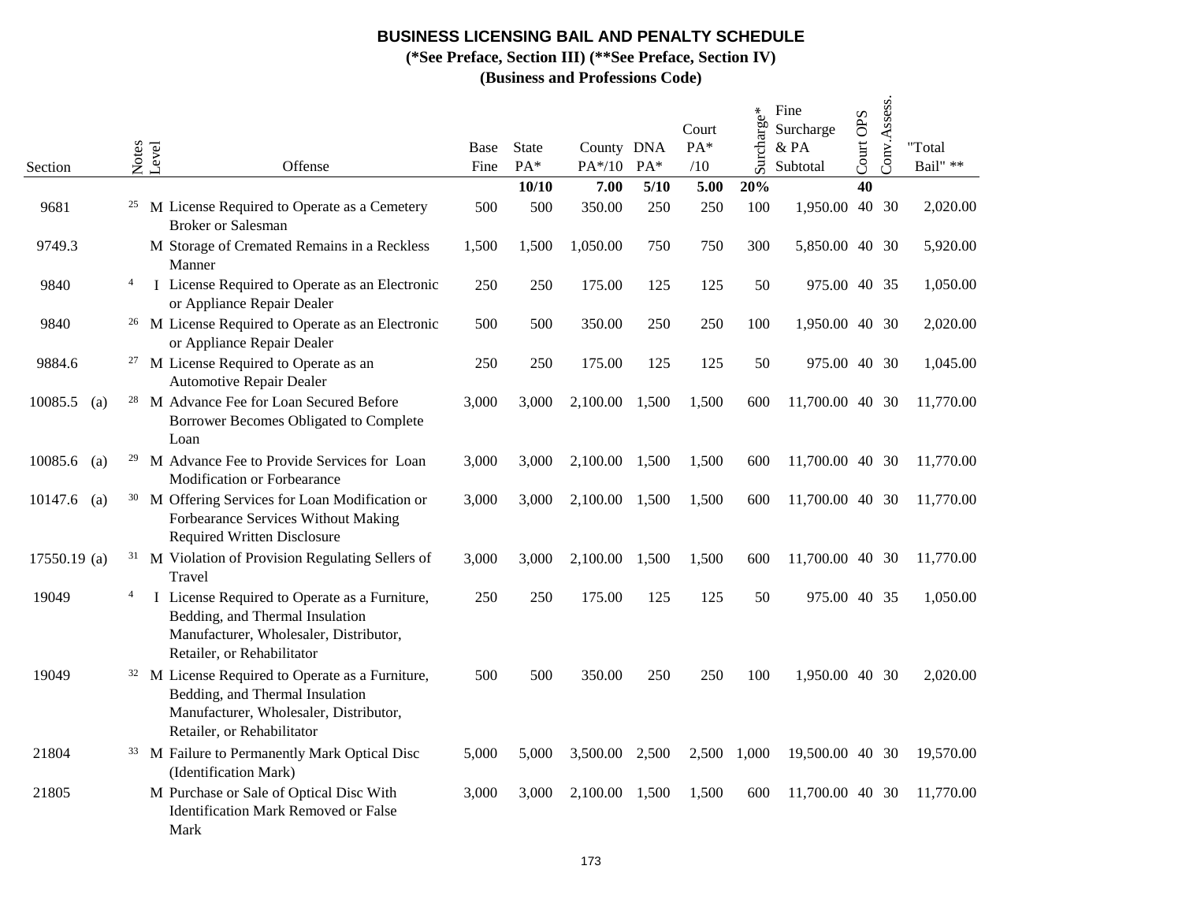**BUSINESS LICENSING BAIL AND PENALTY SCHEDULE**

**(*See Preface, Section III) (**See Preface, Section IV)**

**(Business and Professions Code)**

| Section | Notes | Level | Offense | Base Fine | State PA* | County PA*/10 | DNA PA* | Court PA* /10 | Surcharge* | Fine Surcharge & PA Subtotal | Court OPS | Conv.Assess. | "Total Bail" ** |
|---|---|---|---|---|---|---|---|---|---|---|---|---|---|
| | | | | | **10/10** | **7.00** | **5/10** | **5.00** | **20%** | | **40** | | |
| 9681 | 25 | M | License Required to Operate as a Cemetery Broker or Salesman | 500 | 500 | 350.00 | 250 | 250 | 100 | 1,950.00 | 40 | 30 | 2,020.00 |
| 9749.3 | | M | Storage of Cremated Remains in a Reckless Manner | 1,500 | 1,500 | 1,050.00 | 750 | 750 | 300 | 5,850.00 | 40 | 30 | 5,920.00 |
| 9840 | 4 | I | License Required to Operate as an Electronic or Appliance Repair Dealer | 250 | 250 | 175.00 | 125 | 125 | 50 | 975.00 | 40 | 35 | 1,050.00 |
| 9840 | 26 | M | License Required to Operate as an Electronic or Appliance Repair Dealer | 500 | 500 | 350.00 | 250 | 250 | 100 | 1,950.00 | 40 | 30 | 2,020.00 |
| 9884.6 | 27 | M | License Required to Operate as an Automotive Repair Dealer | 250 | 250 | 175.00 | 125 | 125 | 50 | 975.00 | 40 | 30 | 1,045.00 |
| 10085.5 (a) | 28 | M | Advance Fee for Loan Secured Before Borrower Becomes Obligated to Complete Loan | 3,000 | 3,000 | 2,100.00 | 1,500 | 1,500 | 600 | 11,700.00 | 40 | 30 | 11,770.00 |
| 10085.6 (a) | 29 | M | Advance Fee to Provide Services for Loan Modification or Forbearance | 3,000 | 3,000 | 2,100.00 | 1,500 | 1,500 | 600 | 11,700.00 | 40 | 30 | 11,770.00 |
| 10147.6 (a) | 30 | M | Offering Services for Loan Modification or Forbearance Services Without Making Required Written Disclosure | 3,000 | 3,000 | 2,100.00 | 1,500 | 1,500 | 600 | 11,700.00 | 40 | 30 | 11,770.00 |
| 17550.19 (a) | 31 | M | Violation of Provision Regulating Sellers of Travel | 3,000 | 3,000 | 2,100.00 | 1,500 | 1,500 | 600 | 11,700.00 | 40 | 30 | 11,770.00 |
| 19049 | 4 | I | License Required to Operate as a Furniture, Bedding, and Thermal Insulation Manufacturer, Wholesaler, Distributor, Retailer, or Rehabilitator | 250 | 250 | 175.00 | 125 | 125 | 50 | 975.00 | 40 | 35 | 1,050.00 |
| 19049 | 32 | M | License Required to Operate as a Furniture, Bedding, and Thermal Insulation Manufacturer, Wholesaler, Distributor, Retailer, or Rehabilitator | 500 | 500 | 350.00 | 250 | 250 | 100 | 1,950.00 | 40 | 30 | 2,020.00 |
| 21804 | 33 | M | Failure to Permanently Mark Optical Disc (Identification Mark) | 5,000 | 5,000 | 3,500.00 | 2,500 | 2,500 | 1,000 | 19,500.00 | 40 | 30 | 19,570.00 |
| 21805 | | M | Purchase or Sale of Optical Disc With Identification Mark Removed or False Mark | 3,000 | 3,000 | 2,100.00 | 1,500 | 1,500 | 600 | 11,700.00 | 40 | 30 | 11,770.00 |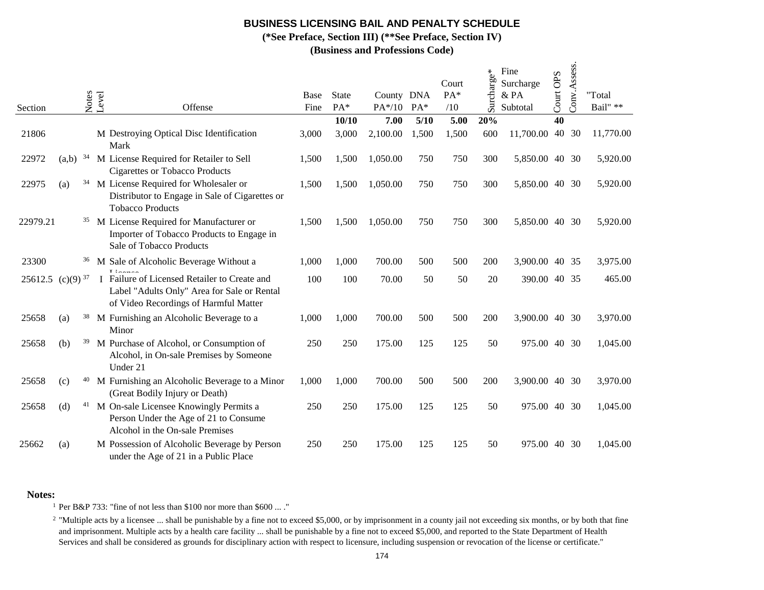# BUSINESS LICENSING BAIL AND PENALTY SCHEDULE

**(*See Preface, Section III) (**See Preface, Section IV)**

**(Business and Professions Code)**

| Section | | Notes | Level | Offense | Base Fine | State PA* | County PA*/10 | DNA PA* | Court PA* /10 | Surcharge* | Fine Surcharge & PA Subtotal | Court OPS | Conv.Assess. | "Total Bail" ** |
|---|---|---|---|---|---|---|---|---|---|---|---|---|---|---|
| | | | | | | **10/10** | **7.00** | **5/10** | **5.00** | **20%** | | **40** | | |
| 21806 | | | M | Destroying Optical Disc Identification Mark | 3,000 | 3,000 | 2,100.00 | 1,500 | 1,500 | 600 | 11,700.00 | 40 | 30 | 11,770.00 |
| 22972 | (a,b) | 34 | M | License Required for Retailer to Sell Cigarettes or Tobacco Products | 1,500 | 1,500 | 1,050.00 | 750 | 750 | 300 | 5,850.00 | 40 | 30 | 5,920.00 |
| 22975 | (a) | 34 | M | License Required for Wholesaler or Distributor to Engage in Sale of Cigarettes or Tobacco Products | 1,500 | 1,500 | 1,050.00 | 750 | 750 | 300 | 5,850.00 | 40 | 30 | 5,920.00 |
| 22979.21 | | 35 | M | License Required for Manufacturer or Importer of Tobacco Products to Engage in Sale of Tobacco Products | 1,500 | 1,500 | 1,050.00 | 750 | 750 | 300 | 5,850.00 | 40 | 30 | 5,920.00 |
| 23300 | | 36 | M | Sale of Alcoholic Beverage Without a License | 1,000 | 1,000 | 700.00 | 500 | 500 | 200 | 3,900.00 | 40 | 35 | 3,975.00 |
| 25612.5 | (c)(9) | 37 | I | Failure of Licensed Retailer to Create and Label "Adults Only" Area for Sale or Rental of Video Recordings of Harmful Matter | 100 | 100 | 70.00 | 50 | 50 | 20 | 390.00 | 40 | 35 | 465.00 |
| 25658 | (a) | 38 | M | Furnishing an Alcoholic Beverage to a Minor | 1,000 | 1,000 | 700.00 | 500 | 500 | 200 | 3,900.00 | 40 | 30 | 3,970.00 |
| 25658 | (b) | 39 | M | Purchase of Alcohol, or Consumption of Alcohol, in On-sale Premises by Someone Under 21 | 250 | 250 | 175.00 | 125 | 125 | 50 | 975.00 | 40 | 30 | 1,045.00 |
| 25658 | (c) | 40 | M | Furnishing an Alcoholic Beverage to a Minor (Great Bodily Injury or Death) | 1,000 | 1,000 | 700.00 | 500 | 500 | 200 | 3,900.00 | 40 | 30 | 3,970.00 |
| 25658 | (d) | 41 | M | On-sale Licensee Knowingly Permits a Person Under the Age of 21 to Consume Alcohol in the On-sale Premises | 250 | 250 | 175.00 | 125 | 125 | 50 | 975.00 | 40 | 30 | 1,045.00 |
| 25662 | (a) | | M | Possession of Alcoholic Beverage by Person under the Age of 21 in a Public Place | 250 | 250 | 175.00 | 125 | 125 | 50 | 975.00 | 40 | 30 | 1,045.00 |

**Notes:**

[1] Per B&P 733: "fine of not less than $100 nor more than $600 ... ."

[2] "Multiple acts by a licensee ... shall be punishable by a fine not to exceed $5,000, or by imprisonment in a county jail not exceeding six months, or by both that fine and imprisonment. Multiple acts by a health care facility ... shall be punishable by a fine not to exceed $5,000, and reported to the State Department of Health Services and shall be considered as grounds for disciplinary action with respect to licensure, including suspension or revocation of the license or certificate."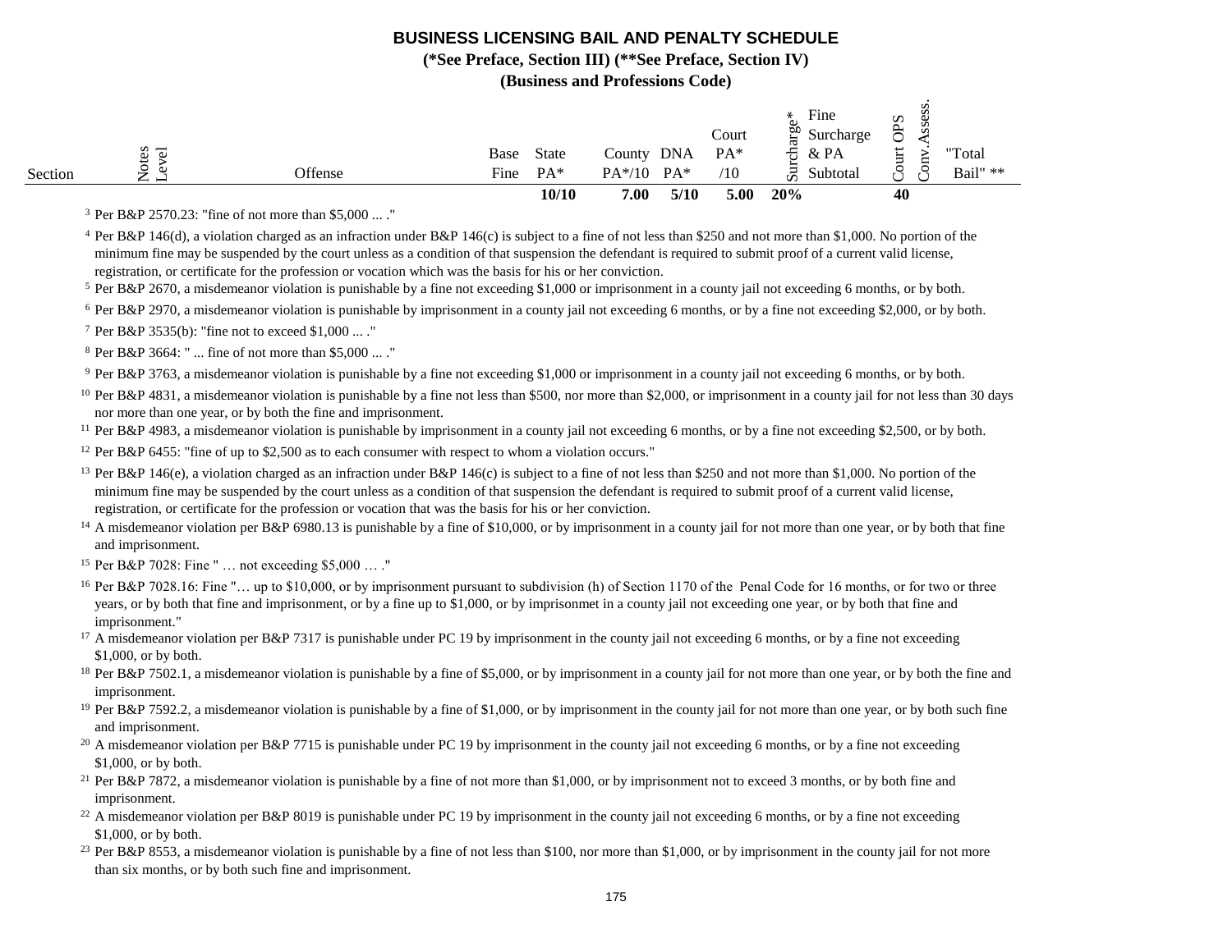# BUSINESS LICENSING BAIL AND PENALTY SCHEDULE

**(*See Preface, Section III) (**See Preface, Section IV)**

**(Business and Professions Code)**

| Section | Notes Level | Offense | Base Fine | State PA* | County PA*/10 | DNA PA* | Court PA* /10 | Surcharge* | Fine Surcharge & PA Subtotal | Court OPS | Conv. Assess. | "Total Bail" ** |
|---|---|---|---|---|---|---|---|---|---|---|---|---|
| | | | | **10/10** | **7.00** | **5/10** | **5.00** | **20%** | | **40** | | |

[3] Per B&P 2570.23: "fine of not more than $5,000 ... ."

[4] Per B&P 146(d), a violation charged as an infraction under B&P 146(c) is subject to a fine of not less than $250 and not more than $1,000. No portion of the minimum fine may be suspended by the court unless as a condition of that suspension the defendant is required to submit proof of a current valid license, registration, or certificate for the profession or vocation which was the basis for his or her conviction.

[5] Per B&P 2670, a misdemeanor violation is punishable by a fine not exceeding $1,000 or imprisonment in a county jail not exceeding 6 months, or by both.

[6] Per B&P 2970, a misdemeanor violation is punishable by imprisonment in a county jail not exceeding 6 months, or by a fine not exceeding $2,000, or by both.

[7] Per B&P 3535(b): "fine not to exceed $1,000 ... ."

[8] Per B&P 3664: " ... fine of not more than $5,000 ... ."

[9] Per B&P 3763, a misdemeanor violation is punishable by a fine not exceeding $1,000 or imprisonment in a county jail not exceeding 6 months, or by both.

[10] Per B&P 4831, a misdemeanor violation is punishable by a fine not less than $500, nor more than $2,000, or imprisonment in a county jail for not less than 30 days nor more than one year, or by both the fine and imprisonment.

[11] Per B&P 4983, a misdemeanor violation is punishable by imprisonment in a county jail not exceeding 6 months, or by a fine not exceeding $2,500, or by both.

[12] Per B&P 6455: "fine of up to $2,500 as to each consumer with respect to whom a violation occurs."

[13] Per B&P 146(e), a violation charged as an infraction under B&P 146(c) is subject to a fine of not less than $250 and not more than $1,000. No portion of the minimum fine may be suspended by the court unless as a condition of that suspension the defendant is required to submit proof of a current valid license, registration, or certificate for the profession or vocation that was the basis for his or her conviction.

[14] A misdemeanor violation per B&P 6980.13 is punishable by a fine of $10,000, or by imprisonment in a county jail for not more than one year, or by both that fine and imprisonment.

[15] Per B&P 7028: Fine " … not exceeding $5,000 … ."

[16] Per B&P 7028.16: Fine "… up to $10,000, or by imprisonment pursuant to subdivision (h) of Section 1170 of the Penal Code for 16 months, or for two or three years, or by both that fine and imprisonment, or by a fine up to $1,000, or by imprisonmet in a county jail not exceeding one year, or by both that fine and imprisonment."

[17] A misdemeanor violation per B&P 7317 is punishable under PC 19 by imprisonment in the county jail not exceeding 6 months, or by a fine not exceeding $1,000, or by both.

[18] Per B&P 7502.1, a misdemeanor violation is punishable by a fine of $5,000, or by imprisonment in a county jail for not more than one year, or by both the fine and imprisonment.

[19] Per B&P 7592.2, a misdemeanor violation is punishable by a fine of $1,000, or by imprisonment in the county jail for not more than one year, or by both such fine and imprisonment.

[20] A misdemeanor violation per B&P 7715 is punishable under PC 19 by imprisonment in the county jail not exceeding 6 months, or by a fine not exceeding $1,000, or by both.

[21] Per B&P 7872, a misdemeanor violation is punishable by a fine of not more than $1,000, or by imprisonment not to exceed 3 months, or by both fine and imprisonment.

[22] A misdemeanor violation per B&P 8019 is punishable under PC 19 by imprisonment in the county jail not exceeding 6 months, or by a fine not exceeding $1,000, or by both.

[23] Per B&P 8553, a misdemeanor violation is punishable by a fine of not less than $100, nor more than $1,000, or by imprisonment in the county jail for not more than six months, or by both such fine and imprisonment.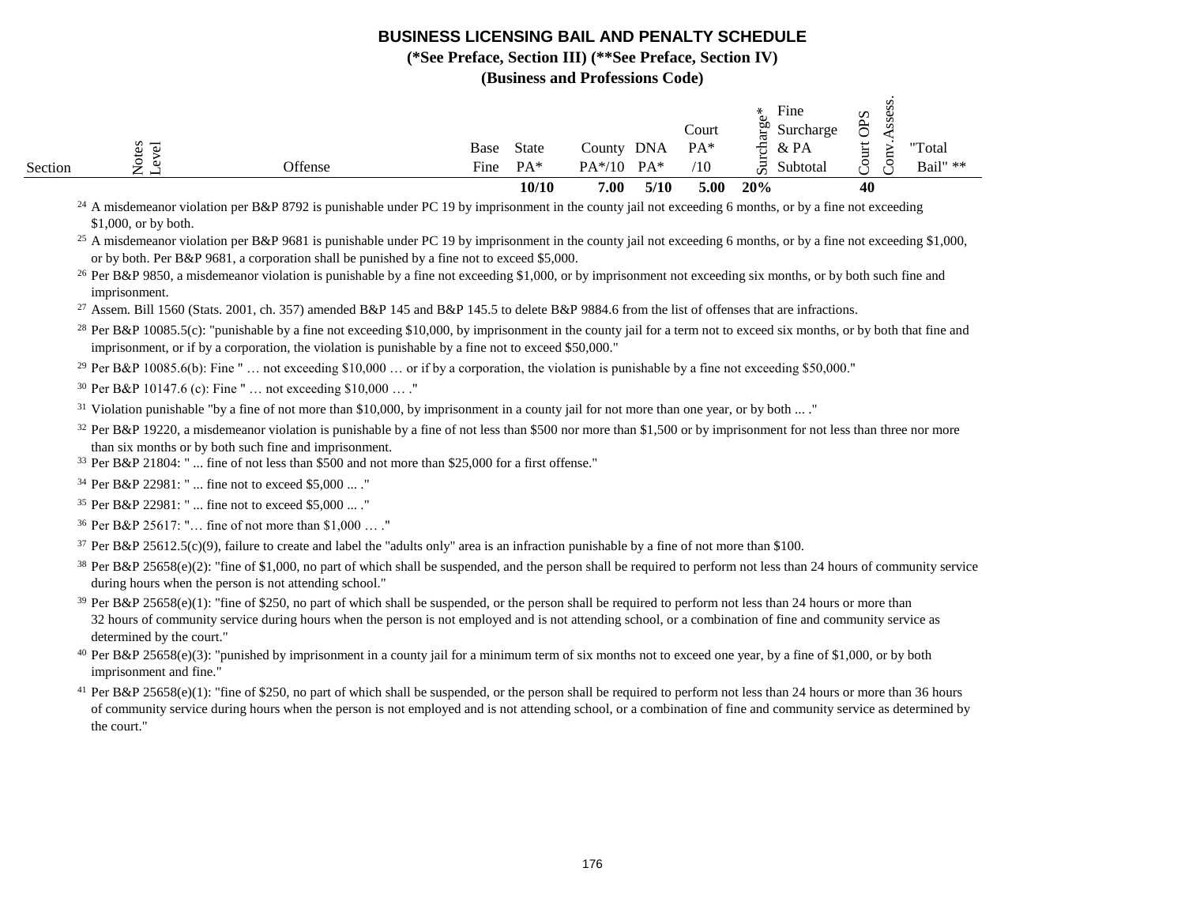# BUSINESS LICENSING BAIL AND PENALTY SCHEDULE

**(*See Preface, Section III) (**See Preface, Section IV)**

**(Business and Professions Code)**

| Section | Notes Level | Offense | Base Fine | State PA* | County PA*/10 | DNA PA* | Court PA* /10 | Surcharge* | Fine Surcharge & PA Subtotal | Court OPS | Conv.Assess. | "Total Bail" ** |
|---|---|---|---|---|---|---|---|---|---|---|---|---|
| | | | | **10/10** | **7.00** | **5/10** | **5.00** | **20%** | | **40** | | |

[24] A misdemeanor violation per B&P 8792 is punishable under PC 19 by imprisonment in the county jail not exceeding 6 months, or by a fine not exceeding $1,000, or by both.

[25] A misdemeanor violation per B&P 9681 is punishable under PC 19 by imprisonment in the county jail not exceeding 6 months, or by a fine not exceeding $1,000, or by both. Per B&P 9681, a corporation shall be punished by a fine not to exceed $5,000.

[26] Per B&P 9850, a misdemeanor violation is punishable by a fine not exceeding $1,000, or by imprisonment not exceeding six months, or by both such fine and imprisonment.

[27] Assem. Bill 1560 (Stats. 2001, ch. 357) amended B&P 145 and B&P 145.5 to delete B&P 9884.6 from the list of offenses that are infractions.

[28] Per B&P 10085.5(c): "punishable by a fine not exceeding $10,000, by imprisonment in the county jail for a term not to exceed six months, or by both that fine and imprisonment, or if by a corporation, the violation is punishable by a fine not to exceed $50,000."

[29] Per B&P 10085.6(b): Fine " … not exceeding $10,000 … or if by a corporation, the violation is punishable by a fine not exceeding $50,000."

[30] Per B&P 10147.6 (c): Fine " … not exceeding $10,000 … ."

[31] Violation punishable "by a fine of not more than $10,000, by imprisonment in a county jail for not more than one year, or by both ... ."

[32] Per B&P 19220, a misdemeanor violation is punishable by a fine of not less than $500 nor more than $1,500 or by imprisonment for not less than three nor more than six months or by both such fine and imprisonment.

[33] Per B&P 21804: " ... fine of not less than $500 and not more than $25,000 for a first offense."

[34] Per B&P 22981: " ... fine not to exceed $5,000 ... ."

[35] Per B&P 22981: " ... fine not to exceed $5,000 ... ."

[36] Per B&P 25617: "… fine of not more than $1,000 … ."

[37] Per B&P 25612.5(c)(9), failure to create and label the "adults only" area is an infraction punishable by a fine of not more than $100.

[38] Per B&P 25658(e)(2): "fine of $1,000, no part of which shall be suspended, and the person shall be required to perform not less than 24 hours of community service during hours when the person is not attending school."

[39] Per B&P 25658(e)(1): "fine of $250, no part of which shall be suspended, or the person shall be required to perform not less than 24 hours or more than 32 hours of community service during hours when the person is not employed and is not attending school, or a combination of fine and community service as determined by the court."

[40] Per B&P 25658(e)(3): "punished by imprisonment in a county jail for a minimum term of six months not to exceed one year, by a fine of $1,000, or by both imprisonment and fine."

[41] Per B&P 25658(e)(1): "fine of $250, no part of which shall be suspended, or the person shall be required to perform not less than 24 hours or more than 36 hours of community service during hours when the person is not employed and is not attending school, or a combination of fine and community service as determined by the court."